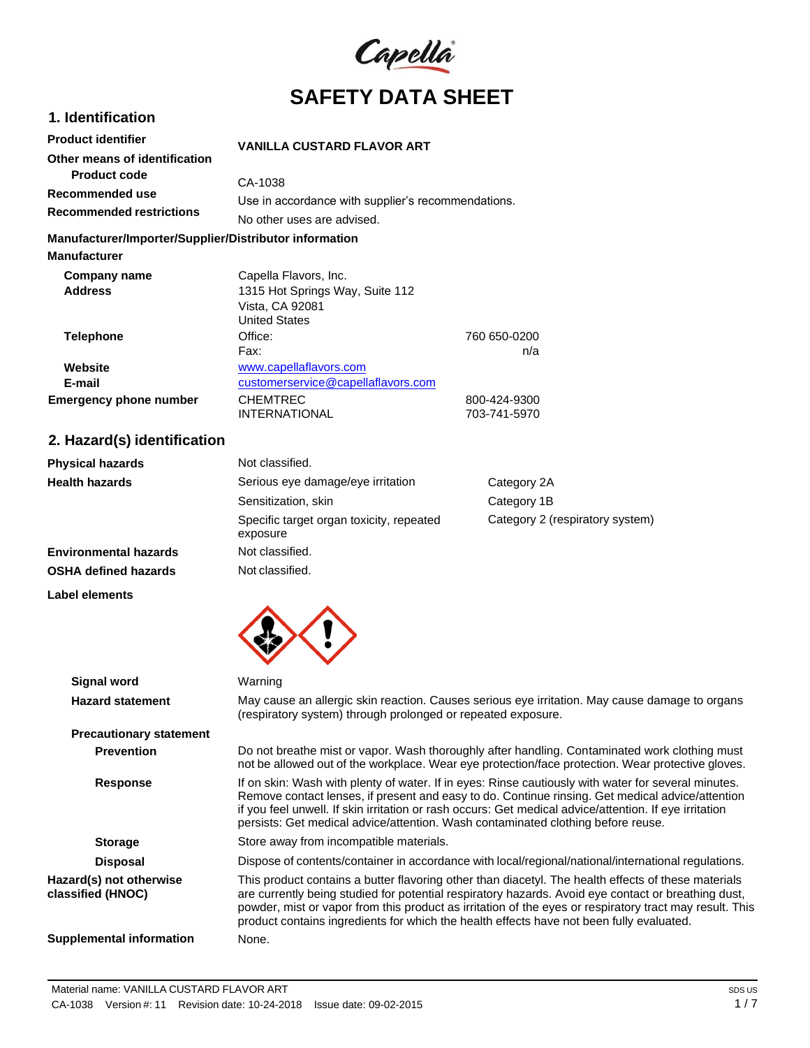# SAFETY DATA SHEET

## 1. Identification

| | | |
|---|---|---|
| **Product identifier** | **VANILLA CUSTARD FLAVOR ART** | |
| **Other means of identification** | | |
| **Product code** | CA-1038 | |
| **Recommended use** | Use in accordance with supplier's recommendations. | |
| **Recommended restrictions** | No other uses are advised. | |

**Manufacturer/Importer/Supplier/Distributor information**

**Manufacturer**

| | | |
|---|---|---|
| **Company name** | Capella Flavors, Inc. | |
| **Address** | 1315 Hot Springs Way, Suite 112<br>Vista, CA 92081<br>United States | |
| **Telephone** | Office: | 760 650-0200 |
| | Fax: | n/a |
| **Website** | www.capellaflavors.com | |
| **E-mail** | customerservice@capellaflavors.com | |
| **Emergency phone number** | CHEMTREC | 800-424-9300 |
| | INTERNATIONAL | 703-741-5970 |

## 2. Hazard(s) identification

| | | |
|---|---|---|
| **Physical hazards** | Not classified. | |
| **Health hazards** | Serious eye damage/eye irritation | Category 2A |
| | Sensitization, skin | Category 1B |
| | Specific target organ toxicity, repeated exposure | Category 2 (respiratory system) |
| **Environmental hazards** | Not classified. | |
| **OSHA defined hazards** | Not classified. | |

**Label elements**

**Signal word** Warning

**Hazard statement** May cause an allergic skin reaction. Causes serious eye irritation. May cause damage to organs (respiratory system) through prolonged or repeated exposure.

**Precautionary statement**

**Prevention** Do not breathe mist or vapor. Wash thoroughly after handling. Contaminated work clothing must not be allowed out of the workplace. Wear eye protection/face protection. Wear protective gloves.

**Response** If on skin: Wash with plenty of water. If in eyes: Rinse cautiously with water for several minutes. Remove contact lenses, if present and easy to do. Continue rinsing. Get medical advice/attention if you feel unwell. If skin irritation or rash occurs: Get medical advice/attention. If eye irritation persists: Get medical advice/attention. Wash contaminated clothing before reuse.

**Storage** Store away from incompatible materials.

**Disposal** Dispose of contents/container in accordance with local/regional/national/international regulations.

**Hazard(s) not otherwise classified (HNOC)** This product contains a butter flavoring other than diacetyl. The health effects of these materials are currently being studied for potential respiratory hazards. Avoid eye contact or breathing dust, powder, mist or vapor from this product as irritation of the eyes or respiratory tract may result. This product contains ingredients for which the health effects have not been fully evaluated.

**Supplemental information** None.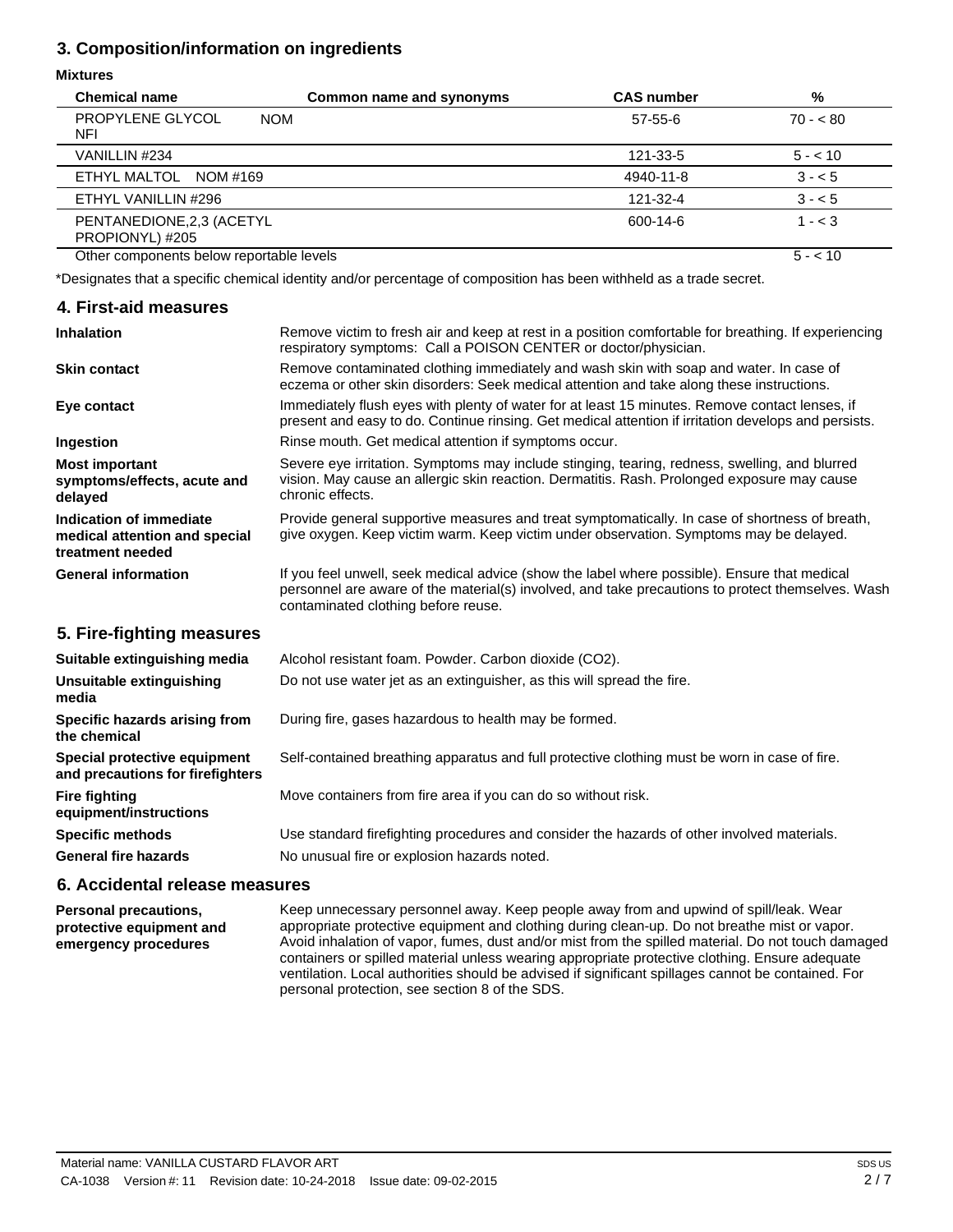## 3. Composition/information on ingredients

**Mixtures**

| Chemical name | Common name and synonyms | CAS number | % |
|---|---|---|---|
| PROPYLENE GLYCOL NOM NFI | | 57-55-6 | 70 - < 80 |
| VANILLIN #234 | | 121-33-5 | 5 - < 10 |
| ETHYL MALTOL NOM #169 | | 4940-11-8 | 3 - < 5 |
| ETHYL VANILLIN #296 | | 121-32-4 | 3 - < 5 |
| PENTANEDIONE,2,3 (ACETYL PROPIONYL) #205 | | 600-14-6 | 1 - < 3 |
| Other components below reportable levels | | | 5 - < 10 |

*Designates that a specific chemical identity and/or percentage of composition has been withheld as a trade secret.

## 4. First-aid measures

**Inhalation**
Remove victim to fresh air and keep at rest in a position comfortable for breathing. If experiencing respiratory symptoms: Call a POISON CENTER or doctor/physician.

**Skin contact**
Remove contaminated clothing immediately and wash skin with soap and water. In case of eczema or other skin disorders: Seek medical attention and take along these instructions.

**Eye contact**
Immediately flush eyes with plenty of water for at least 15 minutes. Remove contact lenses, if present and easy to do. Continue rinsing. Get medical attention if irritation develops and persists.

**Ingestion**
Rinse mouth. Get medical attention if symptoms occur.

**Most important symptoms/effects, acute and delayed**
Severe eye irritation. Symptoms may include stinging, tearing, redness, swelling, and blurred vision. May cause an allergic skin reaction. Dermatitis. Rash. Prolonged exposure may cause chronic effects.

**Indication of immediate medical attention and special treatment needed**
Provide general supportive measures and treat symptomatically. In case of shortness of breath, give oxygen. Keep victim warm. Keep victim under observation. Symptoms may be delayed.

**General information**
If you feel unwell, seek medical advice (show the label where possible). Ensure that medical personnel are aware of the material(s) involved, and take precautions to protect themselves. Wash contaminated clothing before reuse.

## 5. Fire-fighting measures

**Suitable extinguishing media**
Alcohol resistant foam. Powder. Carbon dioxide ($CO_2$).

**Unsuitable extinguishing media**
Do not use water jet as an extinguisher, as this will spread the fire.

**Specific hazards arising from the chemical**
During fire, gases hazardous to health may be formed.

**Special protective equipment and precautions for firefighters**
Self-contained breathing apparatus and full protective clothing must be worn in case of fire.

**Fire fighting equipment/instructions**
Move containers from fire area if you can do so without risk.

**Specific methods**
Use standard firefighting procedures and consider the hazards of other involved materials.

**General fire hazards**
No unusual fire or explosion hazards noted.

## 6. Accidental release measures

**Personal precautions, protective equipment and emergency procedures**
Keep unnecessary personnel away. Keep people away from and upwind of spill/leak. Wear appropriate protective equipment and clothing during clean-up. Do not breathe mist or vapor. Avoid inhalation of vapor, fumes, dust and/or mist from the spilled material. Do not touch damaged containers or spilled material unless wearing appropriate protective clothing. Ensure adequate ventilation. Local authorities should be advised if significant spillages cannot be contained. For personal protection, see section 8 of the SDS.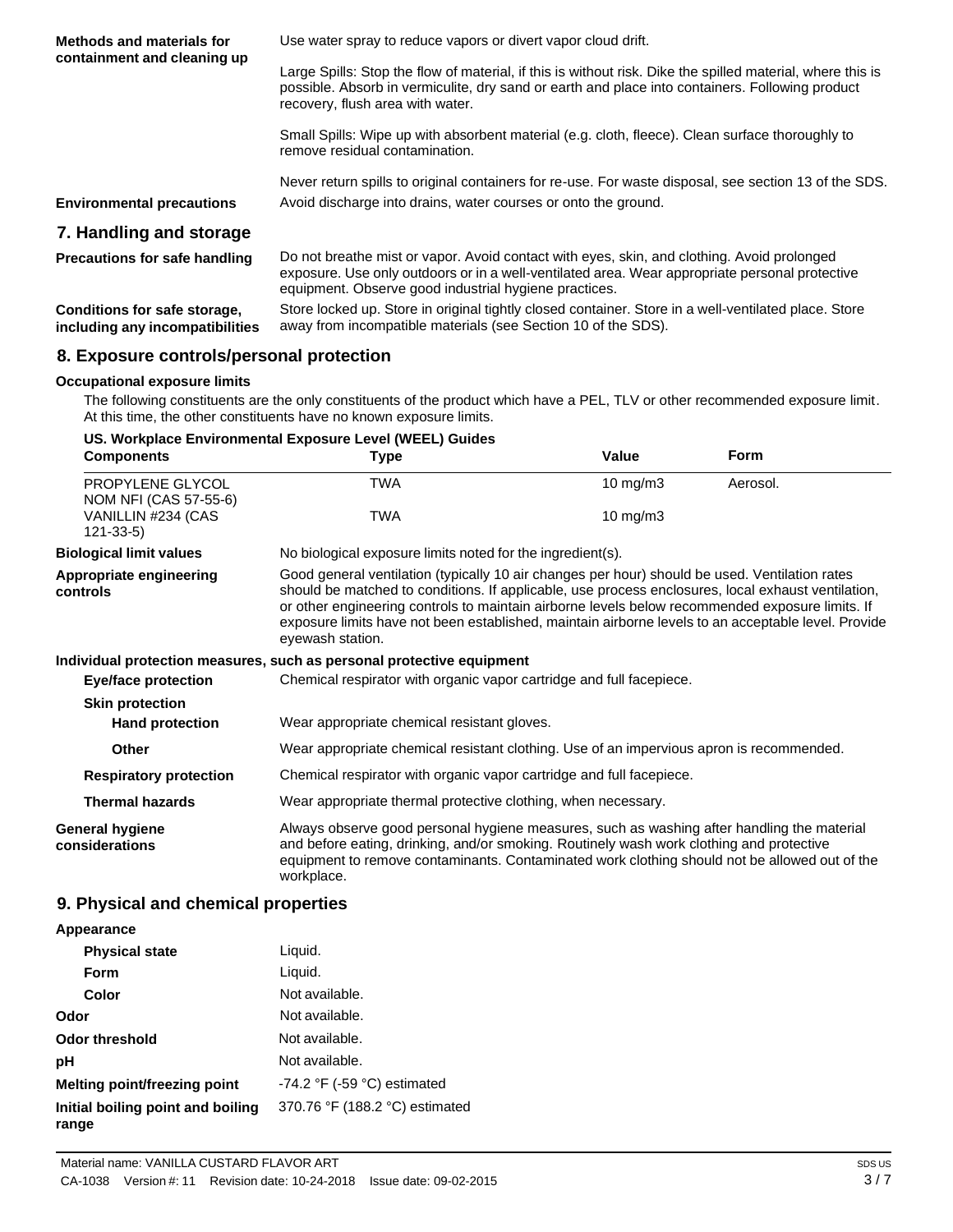**Methods and materials for containment and cleaning up**

Use water spray to reduce vapors or divert vapor cloud drift.

Large Spills: Stop the flow of material, if this is without risk. Dike the spilled material, where this is possible. Absorb in vermiculite, dry sand or earth and place into containers. Following product recovery, flush area with water.

Small Spills: Wipe up with absorbent material (e.g. cloth, fleece). Clean surface thoroughly to remove residual contamination.

Never return spills to original containers for re-use. For waste disposal, see section 13 of the SDS.

**Environmental precautions**

Avoid discharge into drains, water courses or onto the ground.

## 7. Handling and storage

**Precautions for safe handling**

Do not breathe mist or vapor. Avoid contact with eyes, skin, and clothing. Avoid prolonged exposure. Use only outdoors or in a well-ventilated area. Wear appropriate personal protective equipment. Observe good industrial hygiene practices.

**Conditions for safe storage, including any incompatibilities**

Store locked up. Store in original tightly closed container. Store in a well-ventilated place. Store away from incompatible materials (see Section 10 of the SDS).

## 8. Exposure controls/personal protection

**Occupational exposure limits**

The following constituents are the only constituents of the product which have a PEL, TLV or other recommended exposure limit. At this time, the other constituents have no known exposure limits.

**US. Workplace Environmental Exposure Level (WEEL) Guides**

| Components | Type | Value | Form |
|---|---|---|---|
| PROPYLENE GLYCOL NOM NFI (CAS 57-55-6) | TWA | 10 mg/m3 | Aerosol. |
| VANILLIN #234 (CAS 121-33-5) | TWA | 10 mg/m3 | |

**Biological limit values**

No biological exposure limits noted for the ingredient(s).

**Appropriate engineering controls**

Good general ventilation (typically 10 air changes per hour) should be used. Ventilation rates should be matched to conditions. If applicable, use process enclosures, local exhaust ventilation, or other engineering controls to maintain airborne levels below recommended exposure limits. If exposure limits have not been established, maintain airborne levels to an acceptable level. Provide eyewash station.

**Individual protection measures, such as personal protective equipment**

**Eye/face protection**

Chemical respirator with organic vapor cartridge and full facepiece.

**Skin protection**

**Hand protection**

Wear appropriate chemical resistant gloves.

**Other**

Wear appropriate chemical resistant clothing. Use of an impervious apron is recommended.

**Respiratory protection**

Chemical respirator with organic vapor cartridge and full facepiece.

**Thermal hazards**

Wear appropriate thermal protective clothing, when necessary.

**General hygiene considerations**

Always observe good personal hygiene measures, such as washing after handling the material and before eating, drinking, and/or smoking. Routinely wash work clothing and protective equipment to remove contaminants. Contaminated work clothing should not be allowed out of the workplace.

## 9. Physical and chemical properties

**Appearance**

| | |
|---|---|
| **Physical state** | Liquid. |
| **Form** | Liquid. |
| **Color** | Not available. |
| **Odor** | Not available. |
| **Odor threshold** | Not available. |
| **pH** | Not available. |
| **Melting point/freezing point** | -74.2 °F (-59 °C) estimated |
| **Initial boiling point and boiling range** | 370.76 °F (188.2 °C) estimated |

Material name: VANILLA CUSTARD FLAVOR ART

CA-1038 Version #: 11 Revision date: 10-24-2018 Issue date: 09-02-2015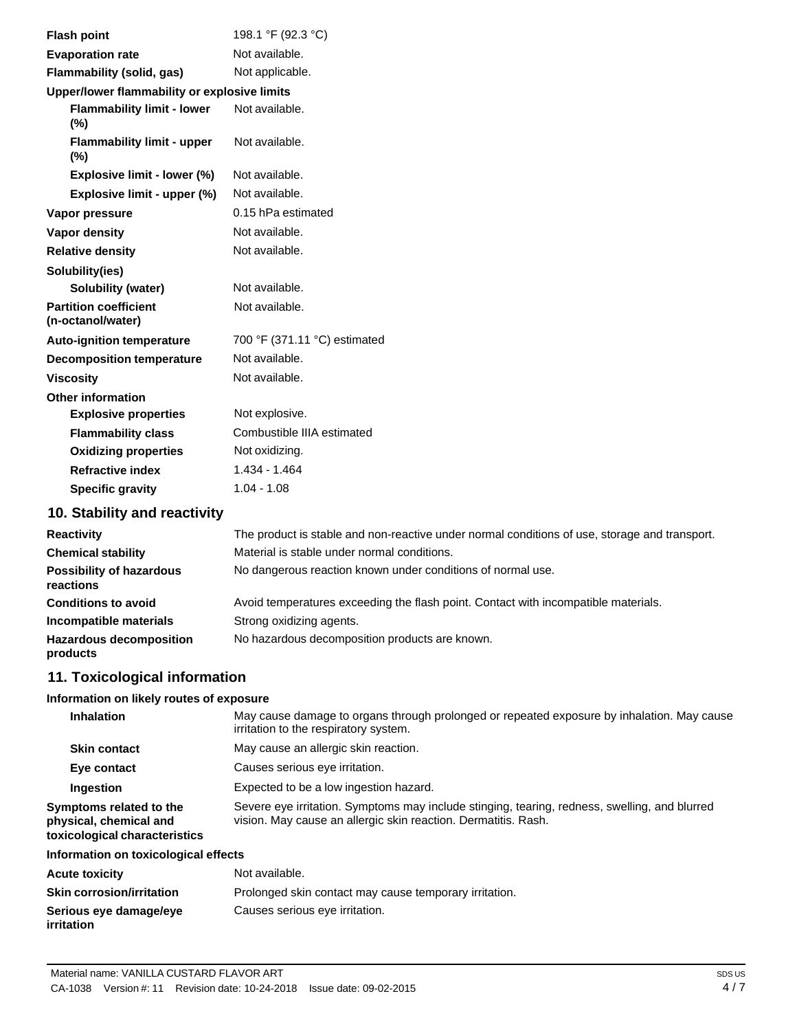| | |
|---|---|
| **Flash point** | 198.1 °F (92.3 °C) |
| **Evaporation rate** | Not available. |
| **Flammability (solid, gas)** | Not applicable. |
| **Upper/lower flammability or explosive limits** | |
| **Flammability limit - lower (%)** | Not available. |
| **Flammability limit - upper (%)** | Not available. |
| **Explosive limit - lower (%)** | Not available. |
| **Explosive limit - upper (%)** | Not available. |
| **Vapor pressure** | 0.15 hPa estimated |
| **Vapor density** | Not available. |
| **Relative density** | Not available. |
| **Solubility(ies)** | |
| **Solubility (water)** | Not available. |
| **Partition coefficient (n-octanol/water)** | Not available. |
| **Auto-ignition temperature** | 700 °F (371.11 °C) estimated |
| **Decomposition temperature** | Not available. |
| **Viscosity** | Not available. |
| **Other information** | |
| **Explosive properties** | Not explosive. |
| **Flammability class** | Combustible IIIA estimated |
| **Oxidizing properties** | Not oxidizing. |
| **Refractive index** | 1.434 - 1.464 |
| **Specific gravity** | 1.04 - 1.08 |

## 10. Stability and reactivity

| | |
|---|---|
| **Reactivity** | The product is stable and non-reactive under normal conditions of use, storage and transport. |
| **Chemical stability** | Material is stable under normal conditions. |
| **Possibility of hazardous reactions** | No dangerous reaction known under conditions of normal use. |
| **Conditions to avoid** | Avoid temperatures exceeding the flash point. Contact with incompatible materials. |
| **Incompatible materials** | Strong oxidizing agents. |
| **Hazardous decomposition products** | No hazardous decomposition products are known. |

## 11. Toxicological information

**Information on likely routes of exposure**

| | |
|---|---|
| **Inhalation** | May cause damage to organs through prolonged or repeated exposure by inhalation. May cause irritation to the respiratory system. |
| **Skin contact** | May cause an allergic skin reaction. |
| **Eye contact** | Causes serious eye irritation. |
| **Ingestion** | Expected to be a low ingestion hazard. |
| **Symptoms related to the physical, chemical and toxicological characteristics** | Severe eye irritation. Symptoms may include stinging, tearing, redness, swelling, and blurred vision. May cause an allergic skin reaction. Dermatitis. Rash. |

**Information on toxicological effects**

| | |
|---|---|
| **Acute toxicity** | Not available. |
| **Skin corrosion/irritation** | Prolonged skin contact may cause temporary irritation. |
| **Serious eye damage/eye irritation** | Causes serious eye irritation. |

Material name: VANILLA CUSTARD FLAVOR ART

CA-1038 Version #: 11 Revision date: 10-24-2018 Issue date: 09-02-2015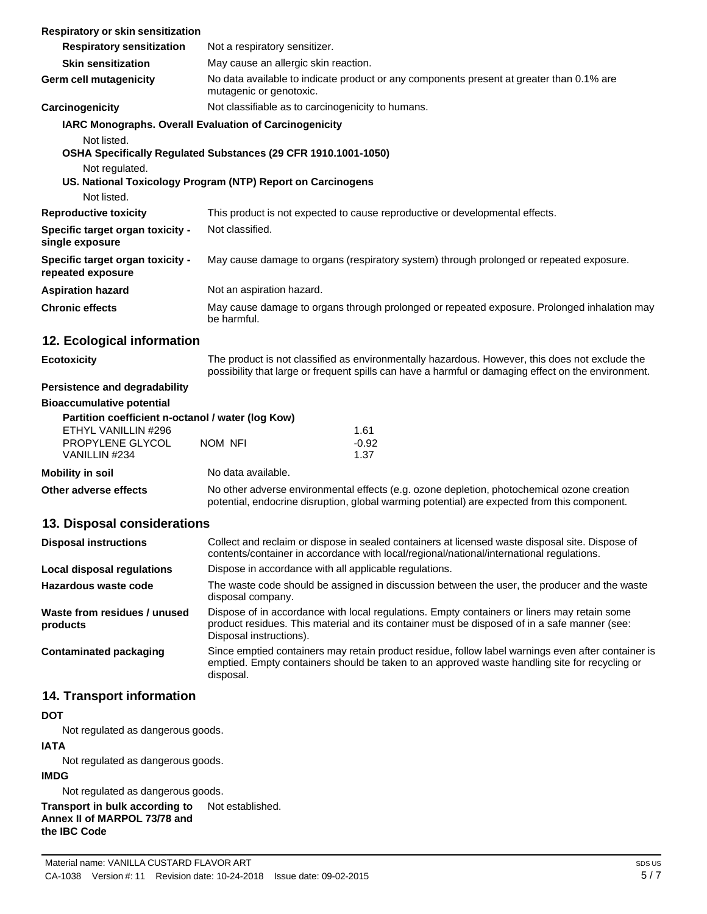**Respiratory or skin sensitization**

| | |
|---|---|
| **Respiratory sensitization** | Not a respiratory sensitizer. |
| **Skin sensitization** | May cause an allergic skin reaction. |
| **Germ cell mutagenicity** | No data available to indicate product or any components present at greater than 0.1% are mutagenic or genotoxic. |
| **Carcinogenicity** | Not classifiable as to carcinogenicity to humans. |

**IARC Monographs. Overall Evaluation of Carcinogenicity**

Not listed.

**OSHA Specifically Regulated Substances (29 CFR 1910.1001-1050)**

Not regulated.

**US. National Toxicology Program (NTP) Report on Carcinogens**

Not listed.

| | |
|---|---|
| **Reproductive toxicity** | This product is not expected to cause reproductive or developmental effects. |
| **Specific target organ toxicity - single exposure** | Not classified. |
| **Specific target organ toxicity - repeated exposure** | May cause damage to organs (respiratory system) through prolonged or repeated exposure. |
| **Aspiration hazard** | Not an aspiration hazard. |
| **Chronic effects** | May cause damage to organs through prolonged or repeated exposure. Prolonged inhalation may be harmful. |

## 12. Ecological information

**Ecotoxicity** The product is not classified as environmentally hazardous. However, this does not exclude the possibility that large or frequent spills can have a harmful or damaging effect on the environment.

**Persistence and degradability**

**Bioaccumulative potential**

**Partition coefficient n-octanol / water (log Kow)**

| | | |
|---|---|---|
| ETHYL VANILLIN #296 | | 1.61 |
| PROPYLENE GLYCOL | NOM NFI | -0.92 |
| VANILLIN #234 | | 1.37 |

| | |
|---|---|
| **Mobility in soil** | No data available. |
| **Other adverse effects** | No other adverse environmental effects (e.g. ozone depletion, photochemical ozone creation potential, endocrine disruption, global warming potential) are expected from this component. |

## 13. Disposal considerations

| | |
|---|---|
| **Disposal instructions** | Collect and reclaim or dispose in sealed containers at licensed waste disposal site. Dispose of contents/container in accordance with local/regional/national/international regulations. |
| **Local disposal regulations** | Dispose in accordance with all applicable regulations. |
| **Hazardous waste code** | The waste code should be assigned in discussion between the user, the producer and the waste disposal company. |
| **Waste from residues / unused products** | Dispose of in accordance with local regulations. Empty containers or liners may retain some product residues. This material and its container must be disposed of in a safe manner (see: Disposal instructions). |
| **Contaminated packaging** | Since emptied containers may retain product residue, follow label warnings even after container is emptied. Empty containers should be taken to an approved waste handling site for recycling or disposal. |

## 14. Transport information

**DOT**

Not regulated as dangerous goods.

**IATA**

Not regulated as dangerous goods.

**IMDG**

Not regulated as dangerous goods.

**Transport in bulk according to Annex II of MARPOL 73/78 and the IBC Code** Not established.

Material name: VANILLA CUSTARD FLAVOR ART

CA-1038 Version #: 11 Revision date: 10-24-2018 Issue date: 09-02-2015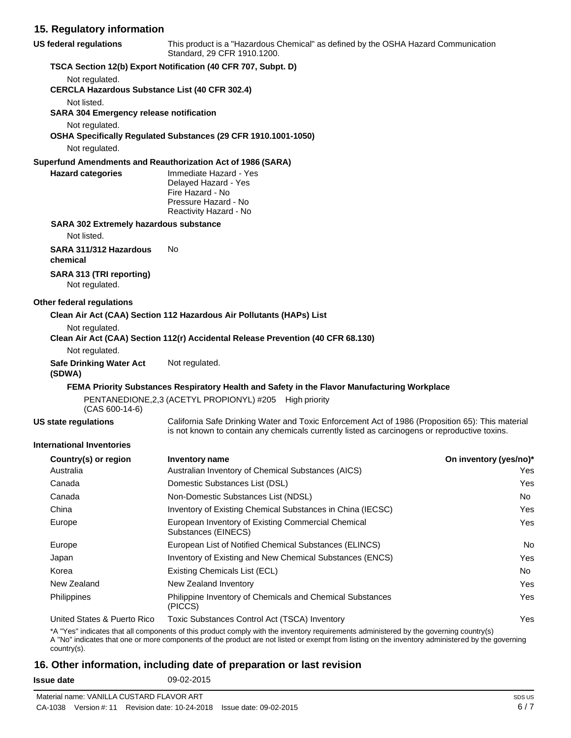## 15. Regulatory information

**US federal regulations** This product is a "Hazardous Chemical" as defined by the OSHA Hazard Communication Standard, 29 CFR 1910.1200.

**TSCA Section 12(b) Export Notification (40 CFR 707, Subpt. D)**

Not regulated.

**CERCLA Hazardous Substance List (40 CFR 302.4)**

Not listed.

**SARA 304 Emergency release notification**

Not regulated.

**OSHA Specifically Regulated Substances (29 CFR 1910.1001-1050)**

Not regulated.

**Superfund Amendments and Reauthorization Act of 1986 (SARA)**

**Hazard categories**

Immediate Hazard - Yes
Delayed Hazard - Yes
Fire Hazard - No
Pressure Hazard - No
Reactivity Hazard - No

**SARA 302 Extremely hazardous substance**

Not listed.

**SARA 311/312 Hazardous chemical** No

**SARA 313 (TRI reporting)**

Not regulated.

**Other federal regulations**

**Clean Air Act (CAA) Section 112 Hazardous Air Pollutants (HAPs) List**

Not regulated.

**Clean Air Act (CAA) Section 112(r) Accidental Release Prevention (40 CFR 68.130)**

Not regulated.

**Safe Drinking Water Act (SDWA)** Not regulated.

**FEMA Priority Substances Respiratory Health and Safety in the Flavor Manufacturing Workplace**

PENTANEDIONE,2,3 (ACETYL PROPIONYL) #205 (CAS 600-14-6) High priority

**US state regulations** California Safe Drinking Water and Toxic Enforcement Act of 1986 (Proposition 65): This material is not known to contain any chemicals currently listed as carcinogens or reproductive toxins.

**International Inventories**

| Country(s) or region | Inventory name | On inventory (yes/no)* |
|---|---|---|
| Australia | Australian Inventory of Chemical Substances (AICS) | Yes |
| Canada | Domestic Substances List (DSL) | Yes |
| Canada | Non-Domestic Substances List (NDSL) | No |
| China | Inventory of Existing Chemical Substances in China (IECSC) | Yes |
| Europe | European Inventory of Existing Commercial Chemical Substances (EINECS) | Yes |
| Europe | European List of Notified Chemical Substances (ELINCS) | No |
| Japan | Inventory of Existing and New Chemical Substances (ENCS) | Yes |
| Korea | Existing Chemicals List (ECL) | No |
| New Zealand | New Zealand Inventory | Yes |
| Philippines | Philippine Inventory of Chemicals and Chemical Substances (PICCS) | Yes |
| United States & Puerto Rico | Toxic Substances Control Act (TSCA) Inventory | Yes |

*A "Yes" indicates that all components of this product comply with the inventory requirements administered by the governing country(s)
A "No" indicates that one or more components of the product are not listed or exempt from listing on the inventory administered by the governing country(s).

## 16. Other information, including date of preparation or last revision

**Issue date** 09-02-2015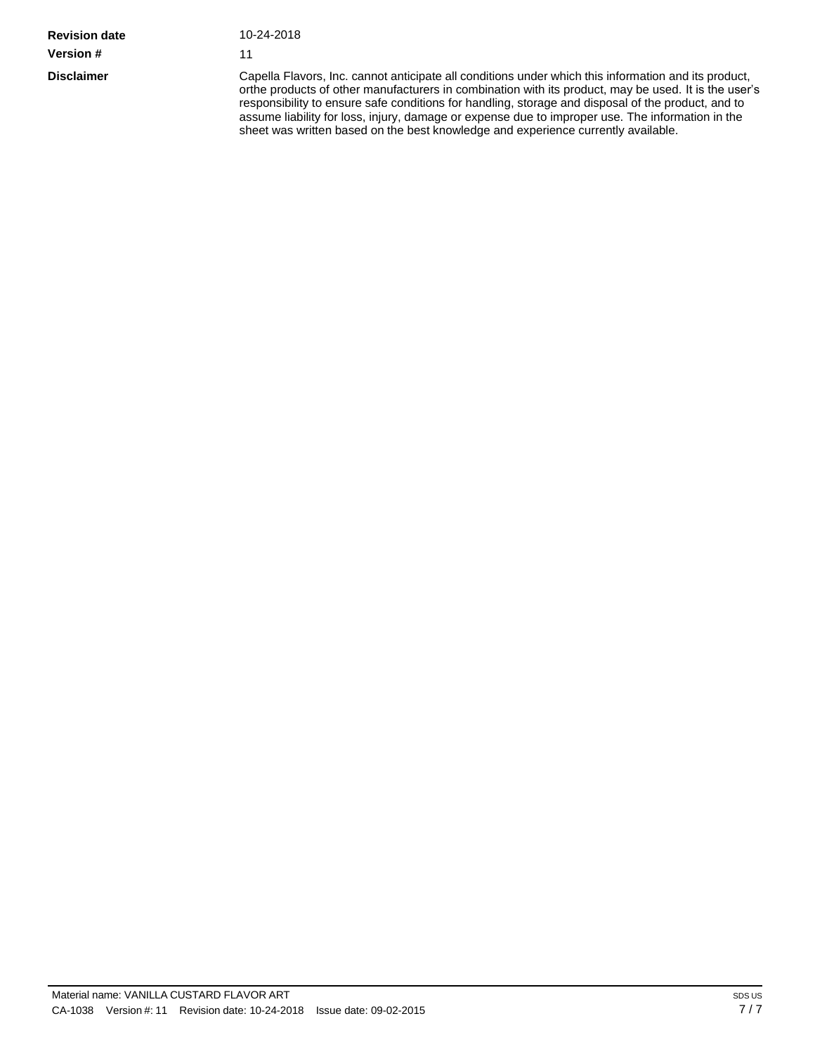**Revision date** 10-24-2018

**Version #** 11

**Disclaimer** Capella Flavors, Inc. cannot anticipate all conditions under which this information and its product, orthe products of other manufacturers in combination with its product, may be used. It is the user's responsibility to ensure safe conditions for handling, storage and disposal of the product, and to assume liability for loss, injury, damage or expense due to improper use. The information in the sheet was written based on the best knowledge and experience currently available.